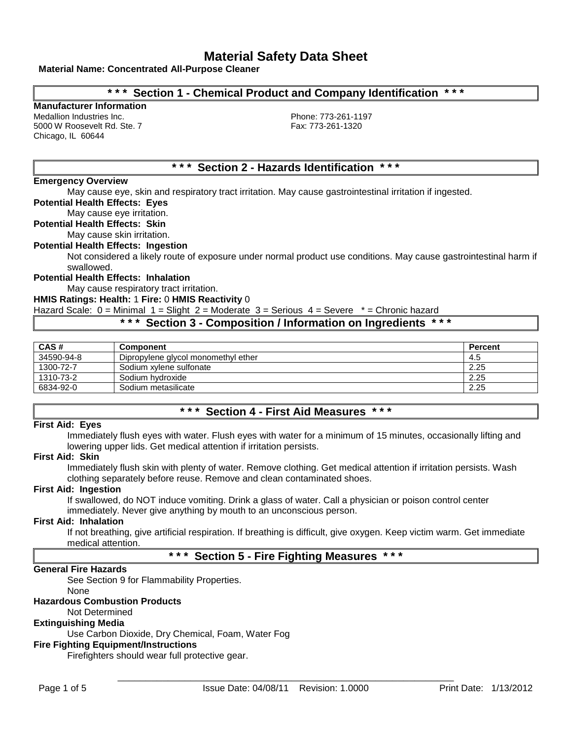# Material Safety Data Sheet

**Material Name: Concentrated All-Purpose Cleaner**

## * * * Section 1 - Chemical Product and Company Identification * * *

**Manufacturer Information**

Medallion Industries Inc.
5000 W Roosevelt Rd. Ste. 7
Chicago, IL 60644

Phone: 773-261-1197
Fax: 773-261-1320

## * * * Section 2 - Hazards Identification * * *

**Emergency Overview**

May cause eye, skin and respiratory tract irritation. May cause gastrointestinal irritation if ingested.

**Potential Health Effects: Eyes**

May cause eye irritation.

**Potential Health Effects: Skin**

May cause skin irritation.

**Potential Health Effects: Ingestion**

Not considered a likely route of exposure under normal product use conditions. May cause gastrointestinal harm if swallowed.

**Potential Health Effects: Inhalation**

May cause respiratory tract irritation.

**HMIS Ratings: Health:** 1 **Fire:** 0 **HMIS Reactivity** 0

Hazard Scale: 0 = Minimal 1 = Slight 2 = Moderate 3 = Serious 4 = Severe * = Chronic hazard

## * * * Section 3 - Composition / Information on Ingredients * * *

| CAS # | Component | Percent |
|---|---|---|
| 34590-94-8 | Dipropylene glycol monomethyl ether | 4.5 |
| 1300-72-7 | Sodium xylene sulfonate | 2.25 |
| 1310-73-2 | Sodium hydroxide | 2.25 |
| 6834-92-0 | Sodium metasilicate | 2.25 |

## * * * Section 4 - First Aid Measures * * *

**First Aid: Eyes**

Immediately flush eyes with water. Flush eyes with water for a minimum of 15 minutes, occasionally lifting and lowering upper lids. Get medical attention if irritation persists.

**First Aid: Skin**

Immediately flush skin with plenty of water. Remove clothing. Get medical attention if irritation persists. Wash clothing separately before reuse. Remove and clean contaminated shoes.

**First Aid: Ingestion**

If swallowed, do NOT induce vomiting. Drink a glass of water. Call a physician or poison control center immediately. Never give anything by mouth to an unconscious person.

**First Aid: Inhalation**

If not breathing, give artificial respiration. If breathing is difficult, give oxygen. Keep victim warm. Get immediate medical attention.

## * * * Section 5 - Fire Fighting Measures * * *

**General Fire Hazards**

See Section 9 for Flammability Properties.

None

**Hazardous Combustion Products**

Not Determined

**Extinguishing Media**

Use Carbon Dioxide, Dry Chemical, Foam, Water Fog

**Fire Fighting Equipment/Instructions**

Firefighters should wear full protective gear.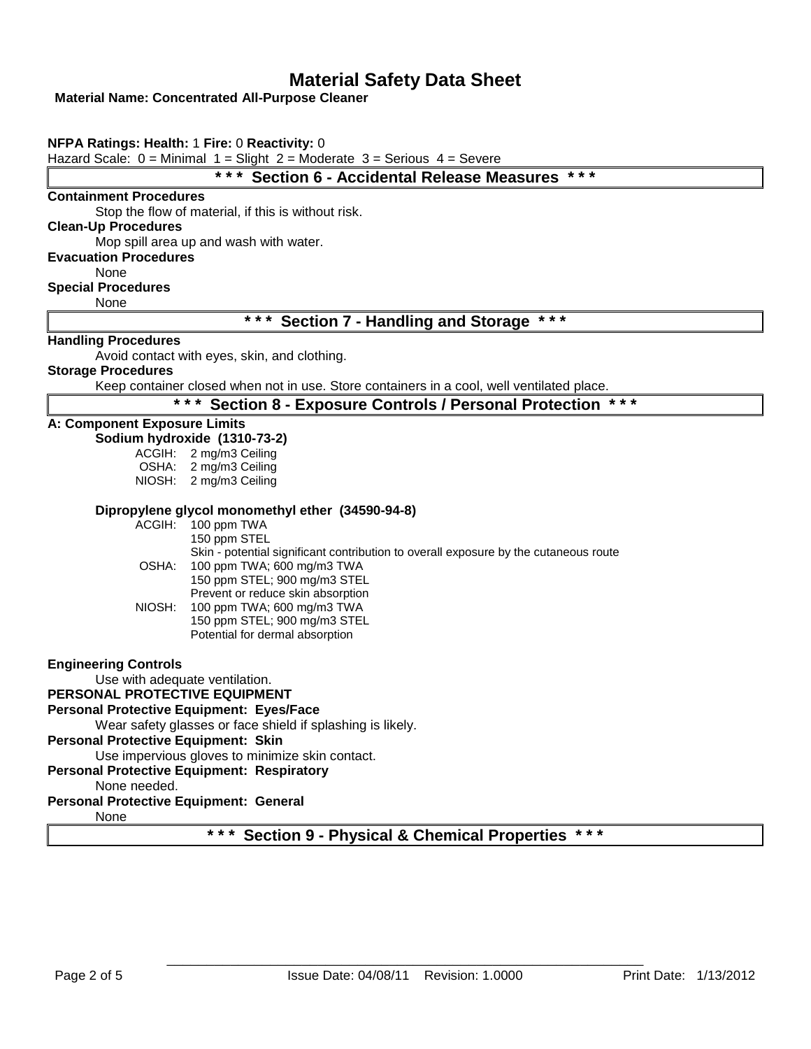# Material Safety Data Sheet

**Material Name: Concentrated All-Purpose Cleaner**

**NFPA Ratings: Health:** 1 **Fire:** 0 **Reactivity:** 0

Hazard Scale: 0 = Minimal 1 = Slight 2 = Moderate 3 = Serious 4 = Severe

## *** Section 6 - Accidental Release Measures ***

**Containment Procedures**

Stop the flow of material, if this is without risk.

**Clean-Up Procedures**

Mop spill area up and wash with water.

**Evacuation Procedures**

None

**Special Procedures**

None

## *** Section 7 - Handling and Storage ***

**Handling Procedures**

Avoid contact with eyes, skin, and clothing.

**Storage Procedures**

Keep container closed when not in use. Store containers in a cool, well ventilated place.

## *** Section 8 - Exposure Controls / Personal Protection ***

**A: Component Exposure Limits**

**Sodium hydroxide (1310-73-2)**

ACGIH: 2 mg/m3 Ceiling
OSHA: 2 mg/m3 Ceiling
NIOSH: 2 mg/m3 Ceiling

**Dipropylene glycol monomethyl ether (34590-94-8)**

ACGIH: 100 ppm TWA
150 ppm STEL
Skin - potential significant contribution to overall exposure by the cutaneous route

OSHA: 100 ppm TWA; 600 mg/m3 TWA
150 ppm STEL; 900 mg/m3 STEL
Prevent or reduce skin absorption

NIOSH: 100 ppm TWA; 600 mg/m3 TWA
150 ppm STEL; 900 mg/m3 STEL
Potential for dermal absorption

**Engineering Controls**

Use with adequate ventilation.

**PERSONAL PROTECTIVE EQUIPMENT**

**Personal Protective Equipment: Eyes/Face**

Wear safety glasses or face shield if splashing is likely.

**Personal Protective Equipment: Skin**

Use impervious gloves to minimize skin contact.

**Personal Protective Equipment: Respiratory**

None needed.

**Personal Protective Equipment: General**

None

## *** Section 9 - Physical & Chemical Properties ***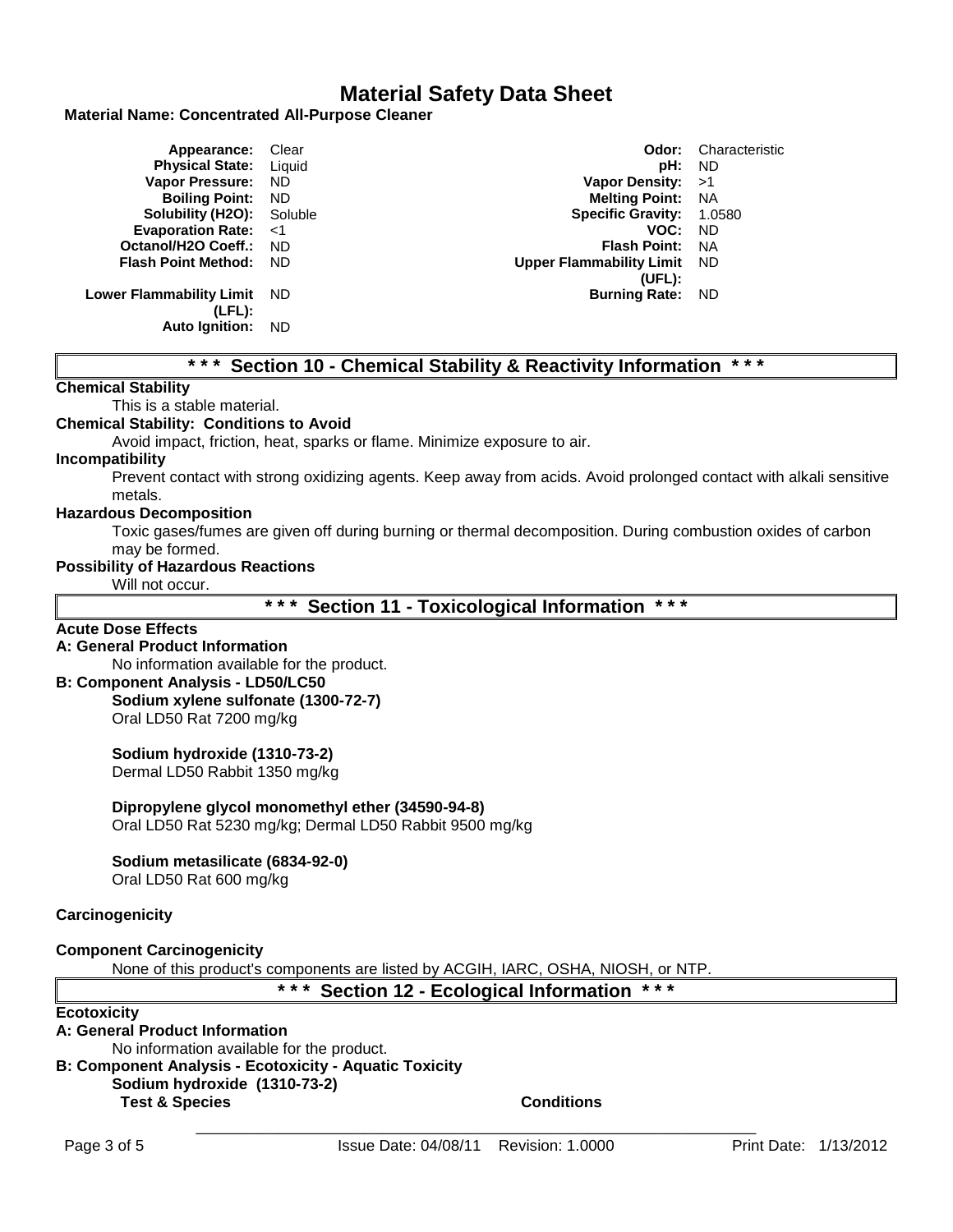# Material Safety Data Sheet

**Material Name: Concentrated All-Purpose Cleaner**

| Property | Value | Property | Value |
|---|---|---|---|
| **Appearance:** | Clear | **Odor:** | Characteristic |
| **Physical State:** | Liquid | **pH:** | ND |
| **Vapor Pressure:** | ND | **Vapor Density:** | >1 |
| **Boiling Point:** | ND | **Melting Point:** | NA |
| **Solubility (H2O):** | Soluble | **Specific Gravity:** | 1.0580 |
| **Evaporation Rate:** | <1 | **VOC:** | ND |
| **Octanol/H2O Coeff.:** | ND | **Flash Point:** | NA |
| **Flash Point Method:** | ND | **Upper Flammability Limit (UFL):** | ND |
| **Lower Flammability Limit (LFL):** | ND | **Burning Rate:** | ND |
| **Auto Ignition:** | ND | | |

## * * * Section 10 - Chemical Stability & Reactivity Information * * *

**Chemical Stability**

This is a stable material.

**Chemical Stability: Conditions to Avoid**

Avoid impact, friction, heat, sparks or flame. Minimize exposure to air.

**Incompatibility**

Prevent contact with strong oxidizing agents. Keep away from acids. Avoid prolonged contact with alkali sensitive metals.

**Hazardous Decomposition**

Toxic gases/fumes are given off during burning or thermal decomposition. During combustion oxides of carbon may be formed.

**Possibility of Hazardous Reactions**

Will not occur.

## * * * Section 11 - Toxicological Information * * *

**Acute Dose Effects**

**A: General Product Information**

No information available for the product.

**B: Component Analysis - LD50/LC50**

**Sodium xylene sulfonate (1300-72-7)**
Oral LD50 Rat 7200 mg/kg

**Sodium hydroxide (1310-73-2)**
Dermal LD50 Rabbit 1350 mg/kg

**Dipropylene glycol monomethyl ether (34590-94-8)**
Oral LD50 Rat 5230 mg/kg; Dermal LD50 Rabbit 9500 mg/kg

**Sodium metasilicate (6834-92-0)**
Oral LD50 Rat 600 mg/kg

**Carcinogenicity**

**Component Carcinogenicity**

None of this product's components are listed by ACGIH, IARC, OSHA, NIOSH, or NTP.

## * * * Section 12 - Ecological Information * * *

**Ecotoxicity**

**A: General Product Information**

No information available for the product.

**B: Component Analysis - Ecotoxicity - Aquatic Toxicity**

**Sodium hydroxide (1310-73-2)**

| Test & Species | Conditions |
|---|---|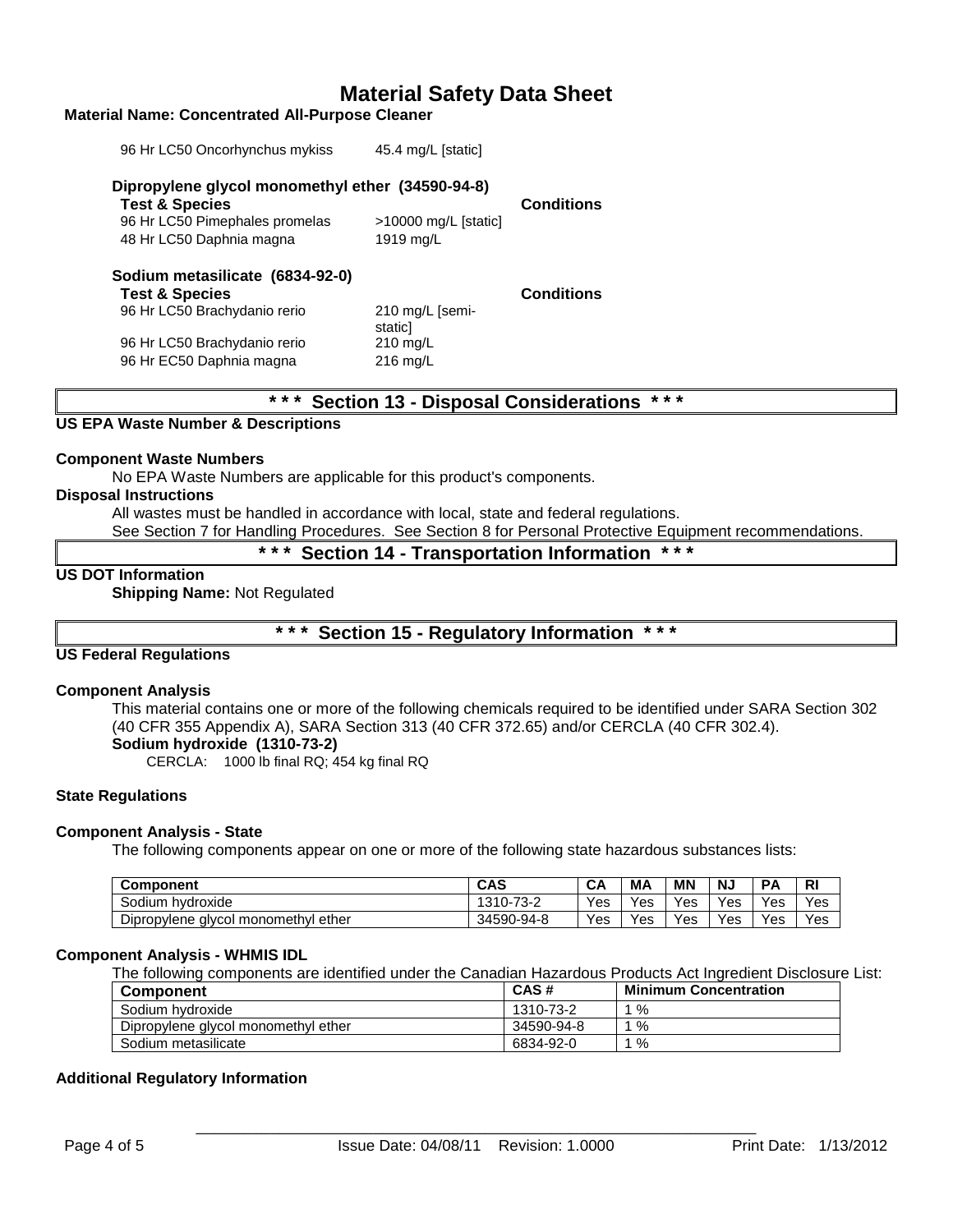| | | |
|---|---|---|
| 96 Hr LC50 Oncorhynchus mykiss | 45.4 mg/L [static] | |

**Dipropylene glycol monomethyl ether (34590-94-8)**

| Test & Species | | Conditions |
|---|---|---|
| 96 Hr LC50 Pimephales promelas | >10000 mg/L [static] | |
| 48 Hr LC50 Daphnia magna | 1919 mg/L | |

**Sodium metasilicate (6834-92-0)**

| Test & Species | | Conditions |
|---|---|---|
| 96 Hr LC50 Brachydanio rerio | 210 mg/L [semi-static] | |
| 96 Hr LC50 Brachydanio rerio | 210 mg/L | |
| 96 Hr EC50 Daphnia magna | 216 mg/L | |

## * * * Section 13 - Disposal Considerations * * *

**US EPA Waste Number & Descriptions**

**Component Waste Numbers**

No EPA Waste Numbers are applicable for this product's components.

**Disposal Instructions**

All wastes must be handled in accordance with local, state and federal regulations.
See Section 7 for Handling Procedures. See Section 8 for Personal Protective Equipment recommendations.

## * * * Section 14 - Transportation Information * * *

**US DOT Information**

**Shipping Name:** Not Regulated

## * * * Section 15 - Regulatory Information * * *

**US Federal Regulations**

**Component Analysis**

This material contains one or more of the following chemicals required to be identified under SARA Section 302 (40 CFR 355 Appendix A), SARA Section 313 (40 CFR 372.65) and/or CERCLA (40 CFR 302.4).

**Sodium hydroxide (1310-73-2)**

CERCLA: 1000 lb final RQ; 454 kg final RQ

**State Regulations**

**Component Analysis - State**

The following components appear on one or more of the following state hazardous substances lists:

| Component | CAS | CA | MA | MN | NJ | PA | RI |
|---|---|---|---|---|---|---|---|
| Sodium hydroxide | 1310-73-2 | Yes | Yes | Yes | Yes | Yes | Yes |
| Dipropylene glycol monomethyl ether | 34590-94-8 | Yes | Yes | Yes | Yes | Yes | Yes |

**Component Analysis - WHMIS IDL**

The following components are identified under the Canadian Hazardous Products Act Ingredient Disclosure List:

| Component | CAS # | Minimum Concentration |
|---|---|---|
| Sodium hydroxide | 1310-73-2 | 1 % |
| Dipropylene glycol monomethyl ether | 34590-94-8 | 1 % |
| Sodium metasilicate | 6834-92-0 | 1 % |

**Additional Regulatory Information**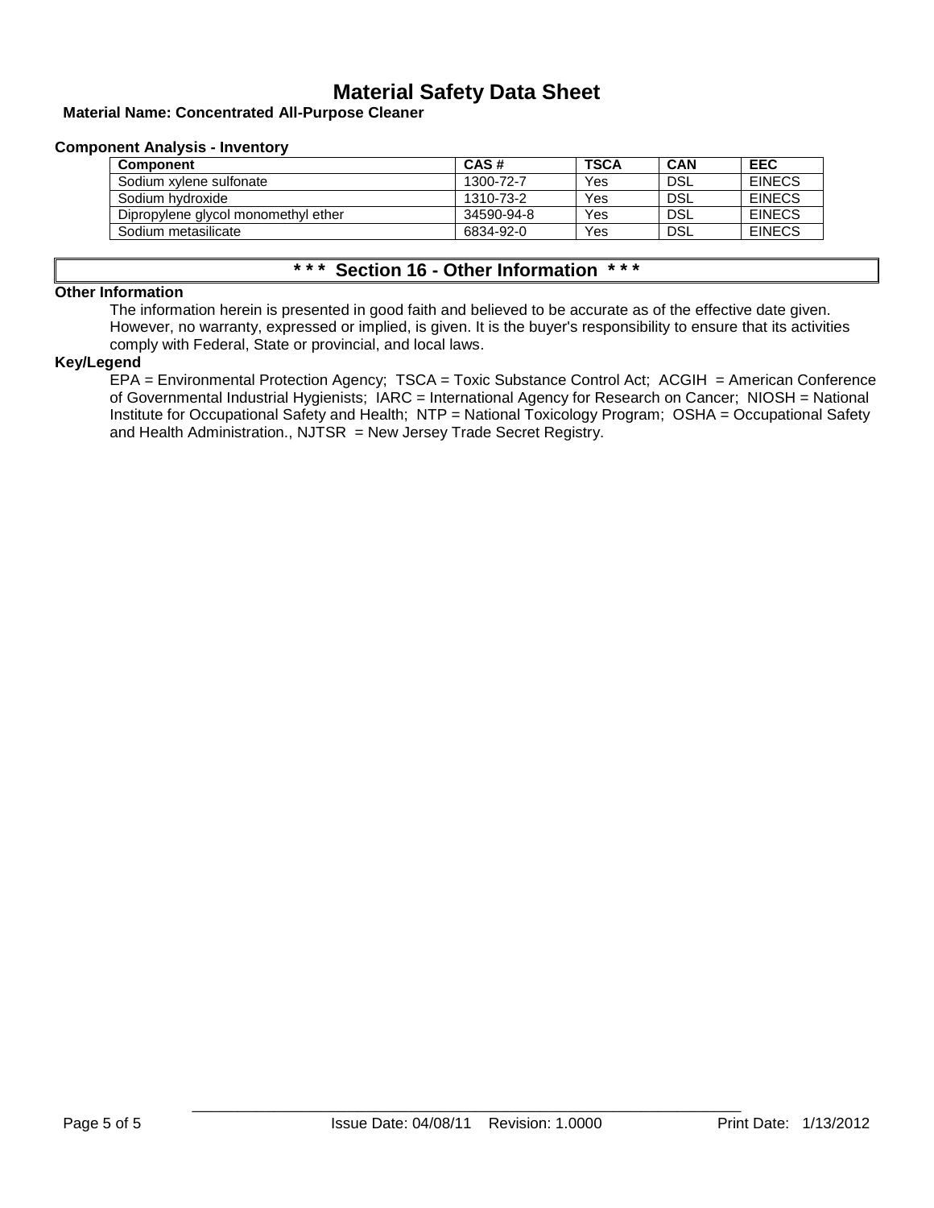# Material Safety Data Sheet

**Material Name: Concentrated All-Purpose Cleaner**

**Component Analysis - Inventory**

| Component | CAS # | TSCA | CAN | EEC |
|---|---|---|---|---|
| Sodium xylene sulfonate | 1300-72-7 | Yes | DSL | EINECS |
| Sodium hydroxide | 1310-73-2 | Yes | DSL | EINECS |
| Dipropylene glycol monomethyl ether | 34590-94-8 | Yes | DSL | EINECS |
| Sodium metasilicate | 6834-92-0 | Yes | DSL | EINECS |

## * * * Section 16 - Other Information * * *

**Other Information**

The information herein is presented in good faith and believed to be accurate as of the effective date given. However, no warranty, expressed or implied, is given. It is the buyer's responsibility to ensure that its activities comply with Federal, State or provincial, and local laws.

**Key/Legend**

EPA = Environmental Protection Agency; TSCA = Toxic Substance Control Act; ACGIH = American Conference of Governmental Industrial Hygienists; IARC = International Agency for Research on Cancer; NIOSH = National Institute for Occupational Safety and Health; NTP = National Toxicology Program; OSHA = Occupational Safety and Health Administration., NJTSR = New Jersey Trade Secret Registry.

Issue Date: 04/08/11 Revision: 1.0000 Print Date: 1/13/2012